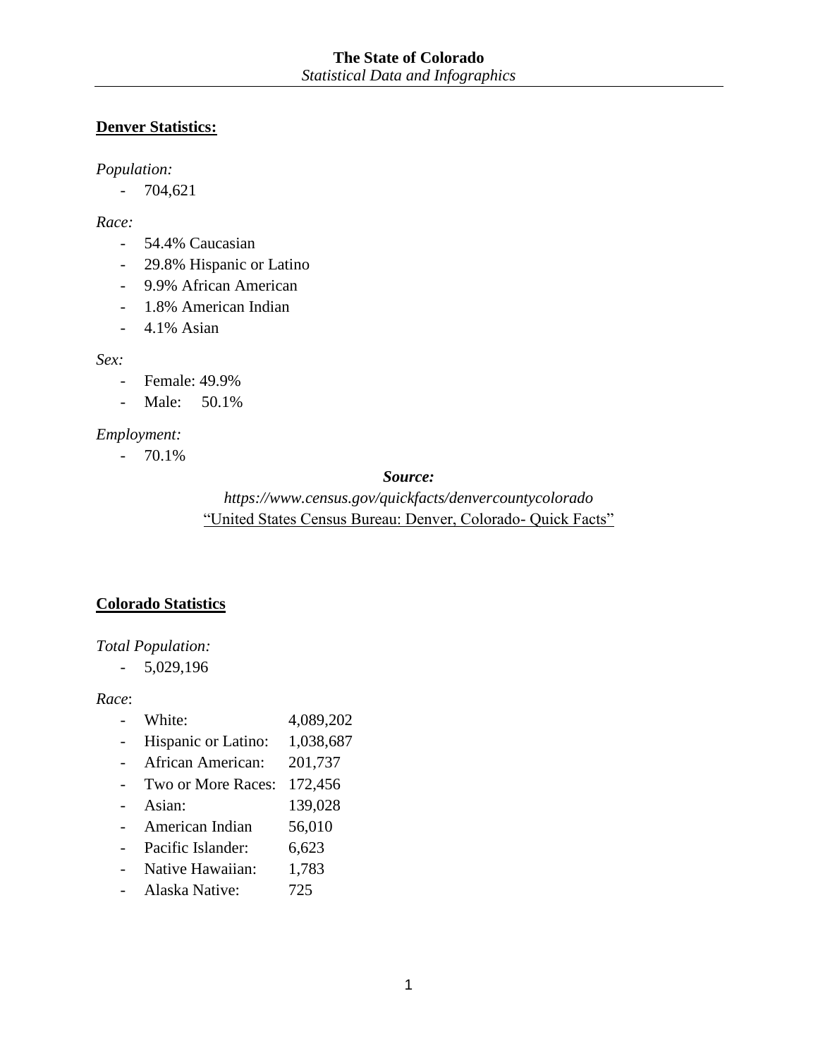**The State of Colorado**
*Statistical Data and Infographics*

## Denver Statistics:

*Population:*

- 704,621

*Race:*

- 54.4% Caucasian
- 29.8% Hispanic or Latino
- 9.9% African American
- 1.8% American Indian
- 4.1% Asian

*Sex:*

- Female: 49.9%
- Male: 50.1%

*Employment:*

- 70.1%

***Source:***

*https://www.census.gov/quickfacts/denvercountycolorado*

"United States Census Bureau: Denver, Colorado- Quick Facts"

## Colorado Statistics

*Total Population:*

- 5,029,196

*Race*:

- White: 4,089,202
- Hispanic or Latino: 1,038,687
- African American: 201,737
- Two or More Races: 172,456
- Asian: 139,028
- American Indian 56,010
- Pacific Islander: 6,623
- Native Hawaiian: 1,783
- Alaska Native: 725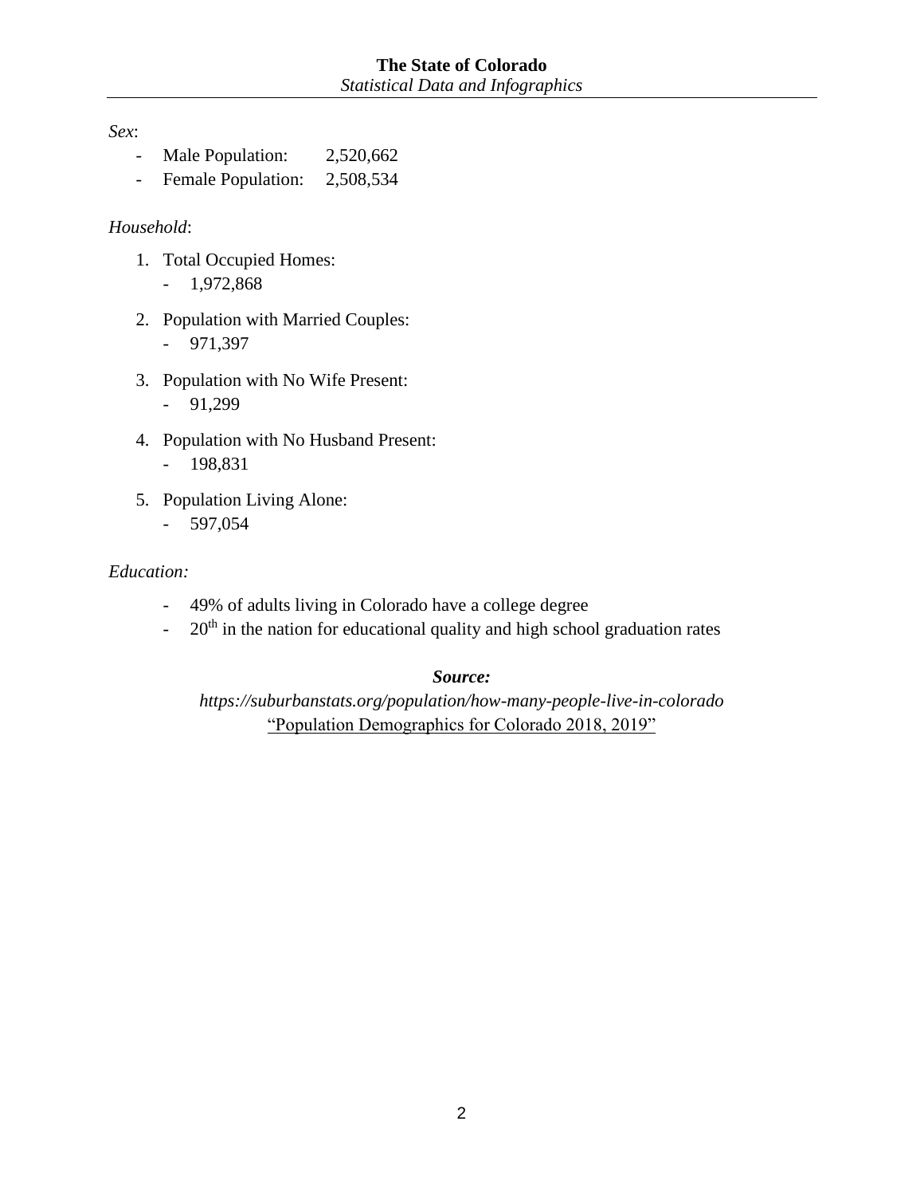*Sex*:

- Male Population: 2,520,662
- Female Population: 2,508,534

*Household*:

1. Total Occupied Homes:
   - 1,972,868
2. Population with Married Couples:
   - 971,397
3. Population with No Wife Present:
   - 91,299
4. Population with No Husband Present:
   - 198,831
5. Population Living Alone:
   - 597,054

*Education:*

- 49% of adults living in Colorado have a college degree
- 20th in the nation for educational quality and high school graduation rates

***Source:***

*https://suburbanstats.org/population/how-many-people-live-in-colorado*

"Population Demographics for Colorado 2018, 2019"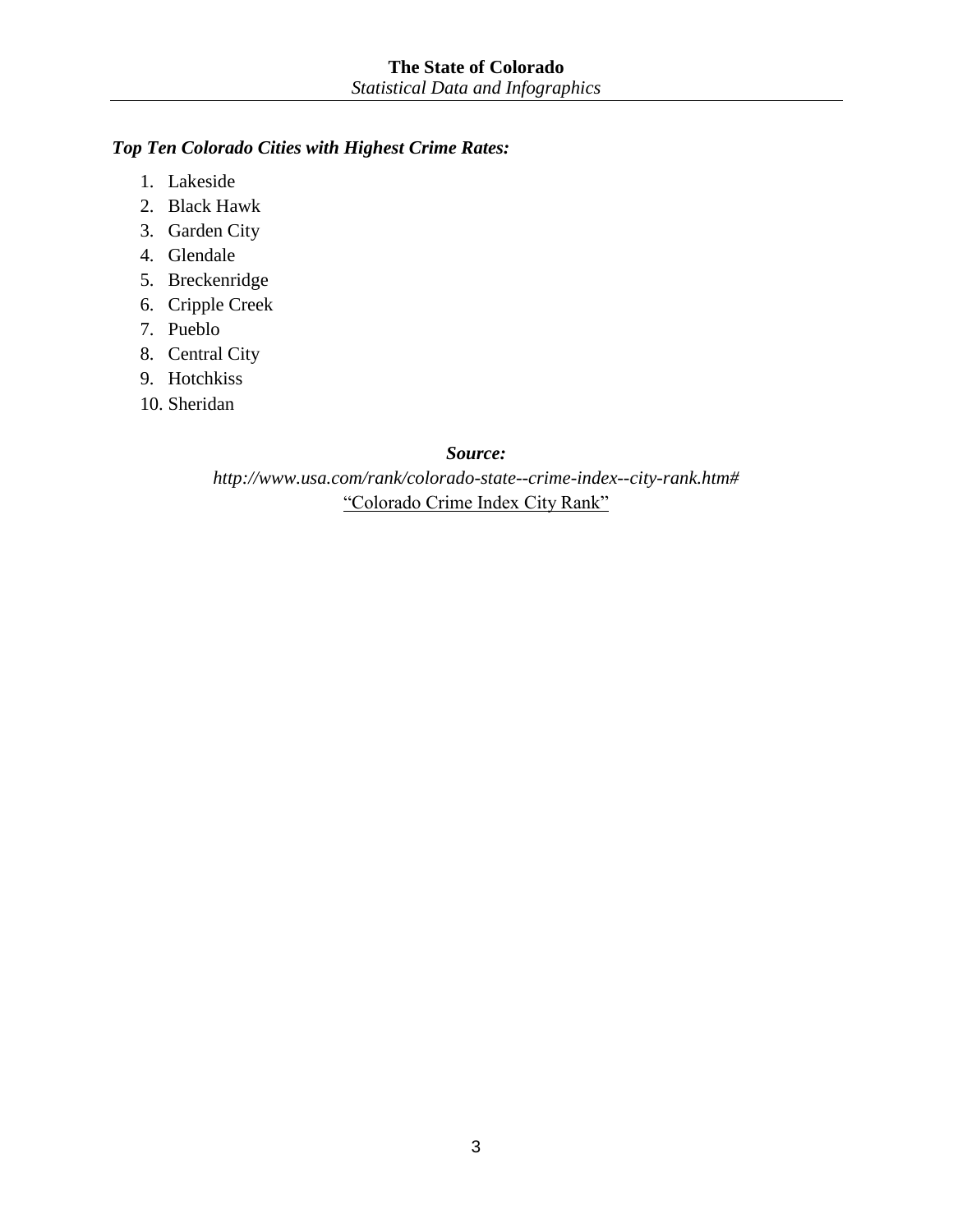***Top Ten Colorado Cities with Highest Crime Rates:***

1. Lakeside
2. Black Hawk
3. Garden City
4. Glendale
5. Breckenridge
6. Cripple Creek
7. Pueblo
8. Central City
9. Hotchkiss
10. Sheridan

***Source:***

*http://www.usa.com/rank/colorado-state--crime-index--city-rank.htm#*

"Colorado Crime Index City Rank"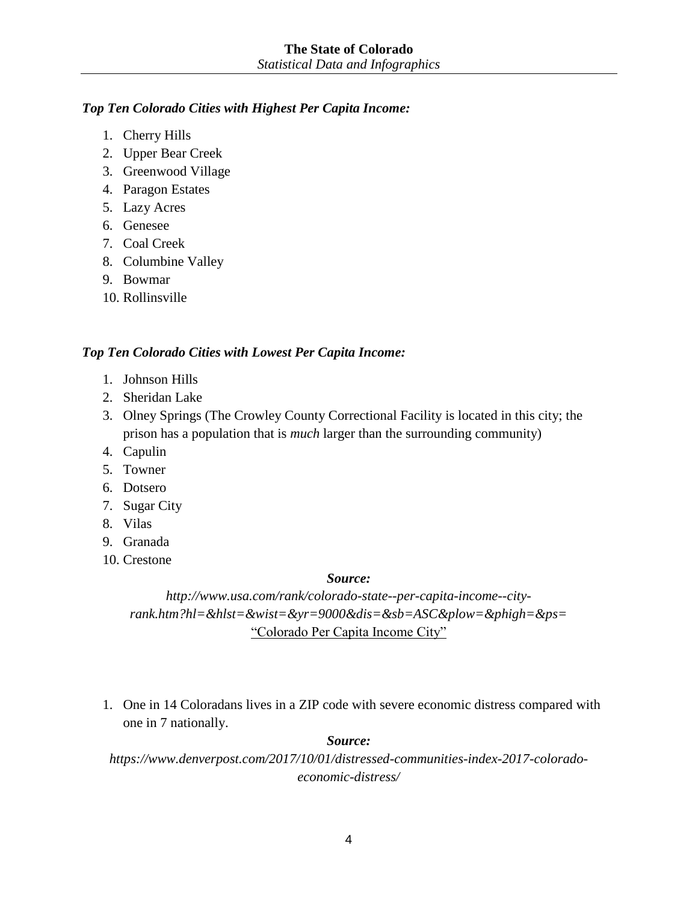***Top Ten Colorado Cities with Highest Per Capita Income:***

1. Cherry Hills
2. Upper Bear Creek
3. Greenwood Village
4. Paragon Estates
5. Lazy Acres
6. Genesee
7. Coal Creek
8. Columbine Valley
9. Bowmar
10. Rollinsville

***Top Ten Colorado Cities with Lowest Per Capita Income:***

1. Johnson Hills
2. Sheridan Lake
3. Olney Springs (The Crowley County Correctional Facility is located in this city; the prison has a population that is *much* larger than the surrounding community)
4. Capulin
5. Towner
6. Dotsero
7. Sugar City
8. Vilas
9. Granada
10. Crestone

***Source:***

*http://www.usa.com/rank/colorado-state--per-capita-income--city-rank.htm?hl=&hlst=&wist=&yr=9000&dis=&sb=ASC&plow=&phigh=&ps=*
"Colorado Per Capita Income City"

1. One in 14 Coloradans lives in a ZIP code with severe economic distress compared with one in 7 nationally.

***Source:***

*https://www.denverpost.com/2017/10/01/distressed-communities-index-2017-colorado-economic-distress/*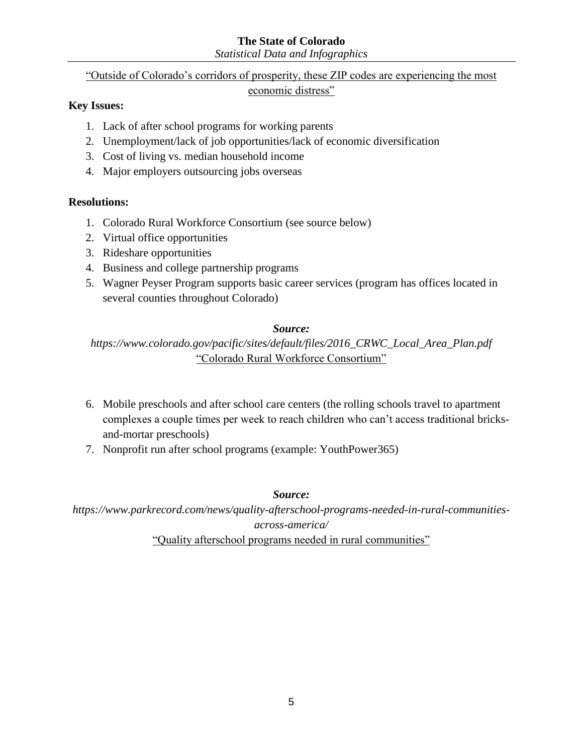"Outside of Colorado's corridors of prosperity, these ZIP codes are experiencing the most economic distress"

**Key Issues:**

1. Lack of after school programs for working parents
2. Unemployment/lack of job opportunities/lack of economic diversification
3. Cost of living vs. median household income
4. Major employers outsourcing jobs overseas

**Resolutions:**

1. Colorado Rural Workforce Consortium (see source below)
2. Virtual office opportunities
3. Rideshare opportunities
4. Business and college partnership programs
5. Wagner Peyser Program supports basic career services (program has offices located in several counties throughout Colorado)

***Source:***

*https://www.colorado.gov/pacific/sites/default/files/2016_CRWC_Local_Area_Plan.pdf*
"Colorado Rural Workforce Consortium"

6. Mobile preschools and after school care centers (the rolling schools travel to apartment complexes a couple times per week to reach children who can't access traditional bricks-and-mortar preschools)
7. Nonprofit run after school programs (example: YouthPower365)

***Source:***

*https://www.parkrecord.com/news/quality-afterschool-programs-needed-in-rural-communities-across-america/*
"Quality afterschool programs needed in rural communities"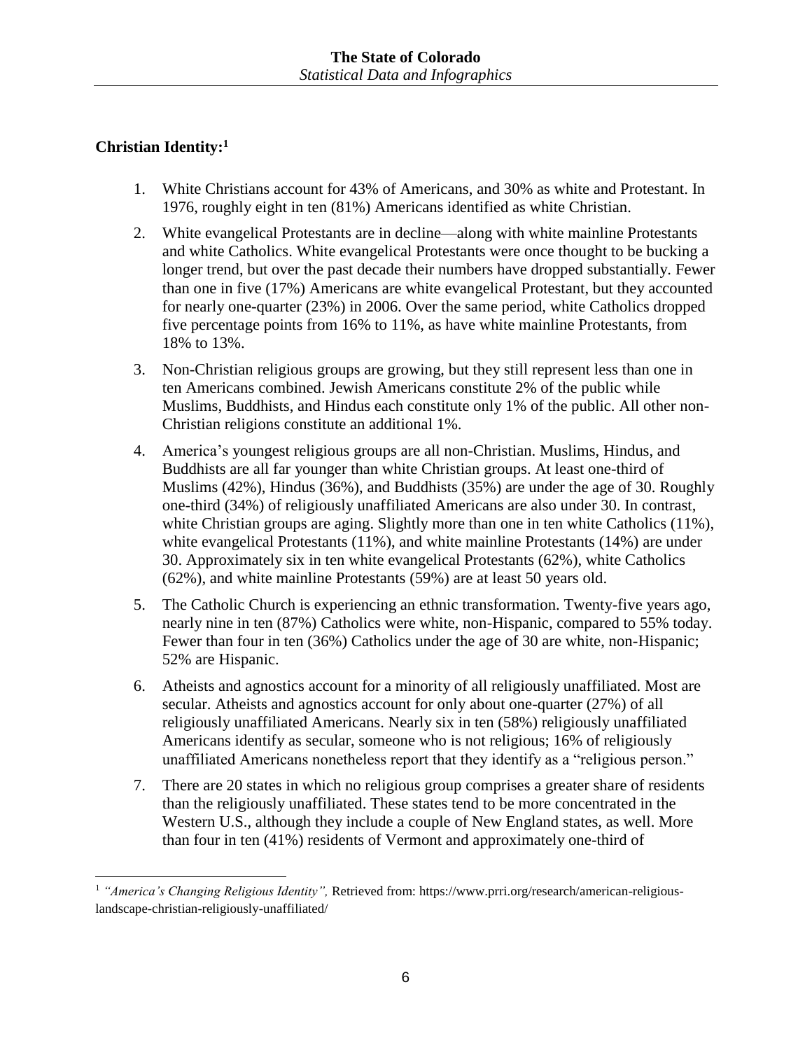**Christian Identity:**[1]

1. White Christians account for 43% of Americans, and 30% as white and Protestant. In 1976, roughly eight in ten (81%) Americans identified as white Christian.
2. White evangelical Protestants are in decline—along with white mainline Protestants and white Catholics. White evangelical Protestants were once thought to be bucking a longer trend, but over the past decade their numbers have dropped substantially. Fewer than one in five (17%) Americans are white evangelical Protestant, but they accounted for nearly one-quarter (23%) in 2006. Over the same period, white Catholics dropped five percentage points from 16% to 11%, as have white mainline Protestants, from 18% to 13%.
3. Non-Christian religious groups are growing, but they still represent less than one in ten Americans combined. Jewish Americans constitute 2% of the public while Muslims, Buddhists, and Hindus each constitute only 1% of the public. All other non-Christian religions constitute an additional 1%.
4. America's youngest religious groups are all non-Christian. Muslims, Hindus, and Buddhists are all far younger than white Christian groups. At least one-third of Muslims (42%), Hindus (36%), and Buddhists (35%) are under the age of 30. Roughly one-third (34%) of religiously unaffiliated Americans are also under 30. In contrast, white Christian groups are aging. Slightly more than one in ten white Catholics (11%), white evangelical Protestants (11%), and white mainline Protestants (14%) are under 30. Approximately six in ten white evangelical Protestants (62%), white Catholics (62%), and white mainline Protestants (59%) are at least 50 years old.
5. The Catholic Church is experiencing an ethnic transformation. Twenty-five years ago, nearly nine in ten (87%) Catholics were white, non-Hispanic, compared to 55% today. Fewer than four in ten (36%) Catholics under the age of 30 are white, non-Hispanic; 52% are Hispanic.
6. Atheists and agnostics account for a minority of all religiously unaffiliated. Most are secular. Atheists and agnostics account for only about one-quarter (27%) of all religiously unaffiliated Americans. Nearly six in ten (58%) religiously unaffiliated Americans identify as secular, someone who is not religious; 16% of religiously unaffiliated Americans nonetheless report that they identify as a "religious person."
7. There are 20 states in which no religious group comprises a greater share of residents than the religiously unaffiliated. These states tend to be more concentrated in the Western U.S., although they include a couple of New England states, as well. More than four in ten (41%) residents of Vermont and approximately one-third of

[1] *"America's Changing Religious Identity",* Retrieved from: https://www.prri.org/research/american-religious-landscape-christian-religiously-unaffiliated/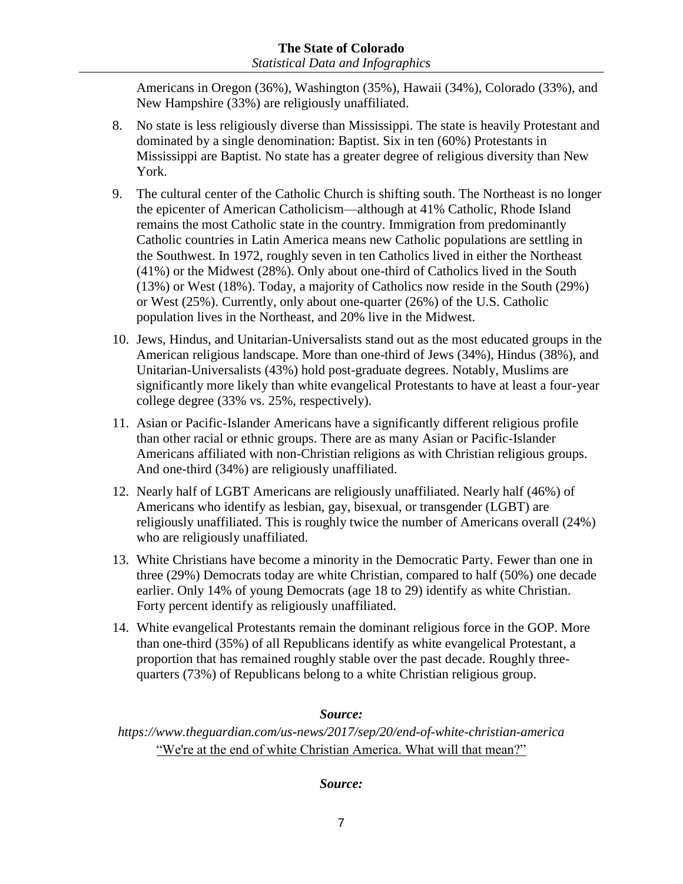Americans in Oregon (36%), Washington (35%), Hawaii (34%), Colorado (33%), and New Hampshire (33%) are religiously unaffiliated.

8. No state is less religiously diverse than Mississippi. The state is heavily Protestant and dominated by a single denomination: Baptist. Six in ten (60%) Protestants in Mississippi are Baptist. No state has a greater degree of religious diversity than New York.
9. The cultural center of the Catholic Church is shifting south. The Northeast is no longer the epicenter of American Catholicism—although at 41% Catholic, Rhode Island remains the most Catholic state in the country. Immigration from predominantly Catholic countries in Latin America means new Catholic populations are settling in the Southwest. In 1972, roughly seven in ten Catholics lived in either the Northeast (41%) or the Midwest (28%). Only about one-third of Catholics lived in the South (13%) or West (18%). Today, a majority of Catholics now reside in the South (29%) or West (25%). Currently, only about one-quarter (26%) of the U.S. Catholic population lives in the Northeast, and 20% live in the Midwest.
10. Jews, Hindus, and Unitarian-Universalists stand out as the most educated groups in the American religious landscape. More than one-third of Jews (34%), Hindus (38%), and Unitarian-Universalists (43%) hold post-graduate degrees. Notably, Muslims are significantly more likely than white evangelical Protestants to have at least a four-year college degree (33% vs. 25%, respectively).
11. Asian or Pacific-Islander Americans have a significantly different religious profile than other racial or ethnic groups. There are as many Asian or Pacific-Islander Americans affiliated with non-Christian religions as with Christian religious groups. And one-third (34%) are religiously unaffiliated.
12. Nearly half of LGBT Americans are religiously unaffiliated. Nearly half (46%) of Americans who identify as lesbian, gay, bisexual, or transgender (LGBT) are religiously unaffiliated. This is roughly twice the number of Americans overall (24%) who are religiously unaffiliated.
13. White Christians have become a minority in the Democratic Party. Fewer than one in three (29%) Democrats today are white Christian, compared to half (50%) one decade earlier. Only 14% of young Democrats (age 18 to 29) identify as white Christian. Forty percent identify as religiously unaffiliated.
14. White evangelical Protestants remain the dominant religious force in the GOP. More than one-third (35%) of all Republicans identify as white evangelical Protestant, a proportion that has remained roughly stable over the past decade. Roughly three-quarters (73%) of Republicans belong to a white Christian religious group.

***Source:***

*https://www.theguardian.com/us-news/2017/sep/20/end-of-white-christian-america*
"We're at the end of white Christian America. What will that mean?"

***Source:***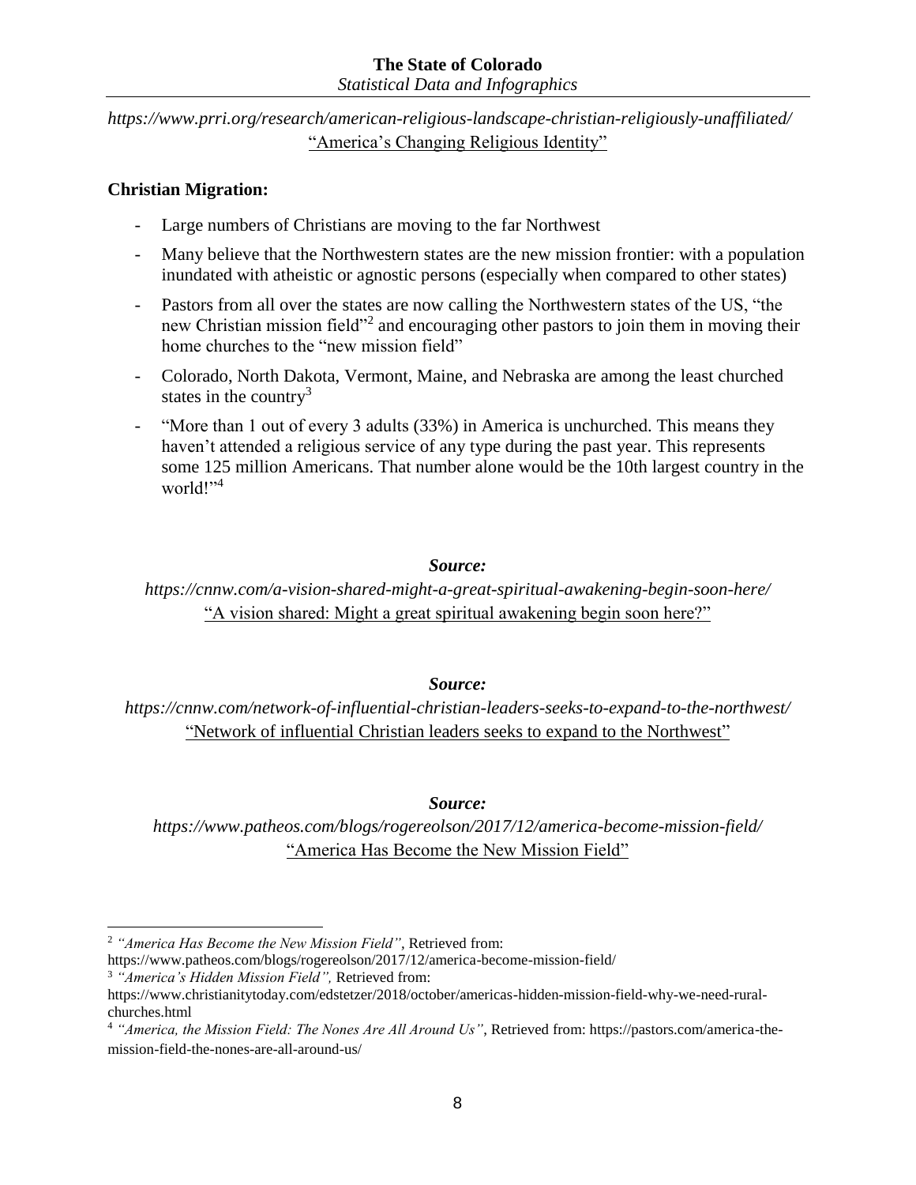*https://www.prri.org/research/american-religious-landscape-christian-religiously-unaffiliated/*
"America's Changing Religious Identity"

**Christian Migration:**

- Large numbers of Christians are moving to the far Northwest
- Many believe that the Northwestern states are the new mission frontier: with a population inundated with atheistic or agnostic persons (especially when compared to other states)
- Pastors from all over the states are now calling the Northwestern states of the US, "the new Christian mission field"[2] and encouraging other pastors to join them in moving their home churches to the "new mission field"
- Colorado, North Dakota, Vermont, Maine, and Nebraska are among the least churched states in the country[3]
- "More than 1 out of every 3 adults (33%) in America is unchurched. This means they haven't attended a religious service of any type during the past year. This represents some 125 million Americans. That number alone would be the 10th largest country in the world!"[4]

***Source:***

*https://cnnw.com/a-vision-shared-might-a-great-spiritual-awakening-begin-soon-here/*
"A vision shared: Might a great spiritual awakening begin soon here?"

***Source:***

*https://cnnw.com/network-of-influential-christian-leaders-seeks-to-expand-to-the-northwest/*
"Network of influential Christian leaders seeks to expand to the Northwest"

***Source:***

*https://www.patheos.com/blogs/rogereolson/2017/12/america-become-mission-field/*
"America Has Become the New Mission Field"

---

[2] *"America Has Become the New Mission Field"*, Retrieved from: https://www.patheos.com/blogs/rogereolson/2017/12/america-become-mission-field/

[3] *"America's Hidden Mission Field",* Retrieved from: https://www.christianitytoday.com/edstetzer/2018/october/americas-hidden-mission-field-why-we-need-rural-churches.html

[4] *"America, the Mission Field: The Nones Are All Around Us"*, Retrieved from: https://pastors.com/america-the-mission-field-the-nones-are-all-around-us/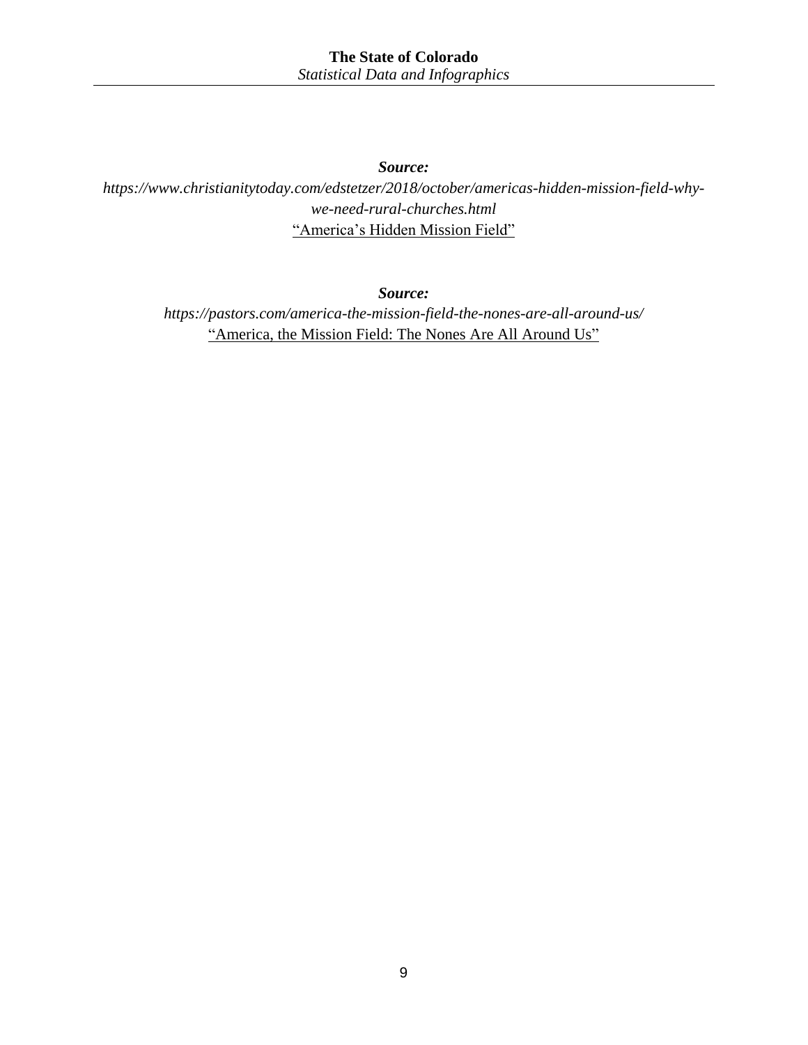***Source:***

*https://www.christianitytoday.com/edstetzer/2018/october/americas-hidden-mission-field-why-we-need-rural-churches.html*

"America's Hidden Mission Field"

***Source:***

*https://pastors.com/america-the-mission-field-the-nones-are-all-around-us/*

"America, the Mission Field: The Nones Are All Around Us"